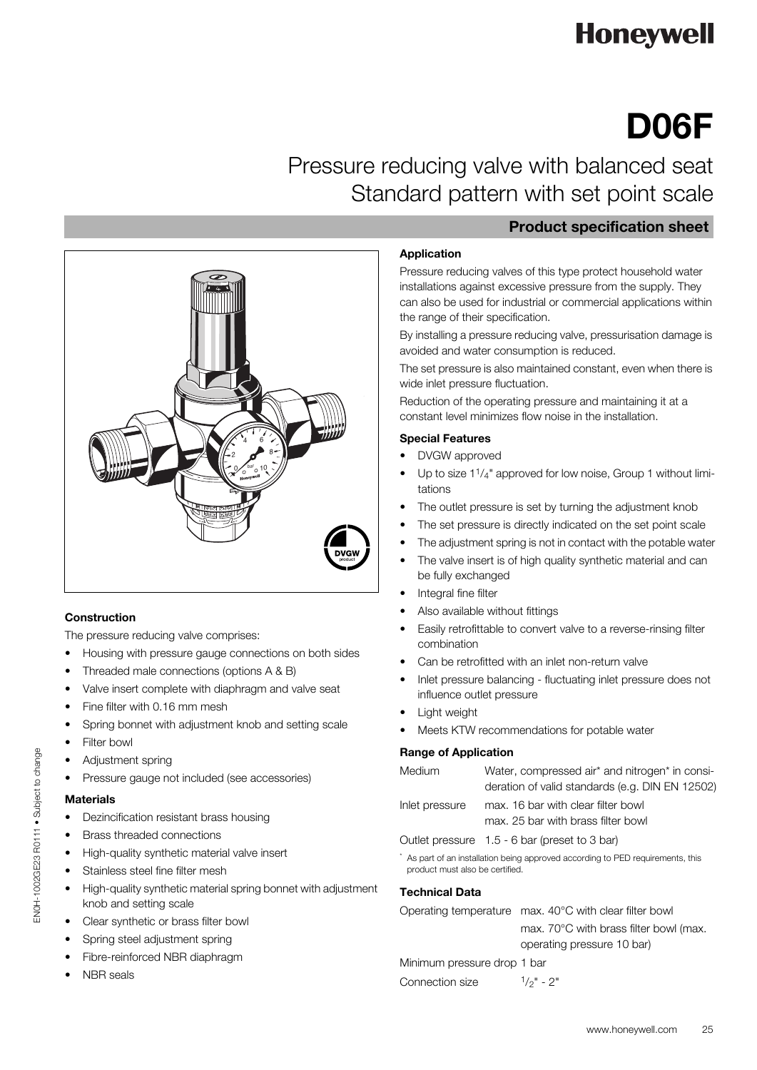# Honeywell

# D06F

## Pressure reducing valve with balanced seat Standard pattern with set point scale

**Product specification sheet**

### Construction

The pressure reducing valve comprises:

- Housing with pressure gauge connections on both sides
- Threaded male connections (options A & B)
- Valve insert complete with diaphragm and valve seat
- Fine filter with 0.16 mm mesh
- Spring bonnet with adjustment knob and setting scale
- Filter bowl
- Adjustment spring
- Pressure gauge not included (see accessories)

### Materials

- Dezincification resistant brass housing
- Brass threaded connections
- High-quality synthetic material valve insert
- Stainless steel fine filter mesh
- High-quality synthetic material spring bonnet with adjustment knob and setting scale
- Clear synthetic or brass filter bowl
- Spring steel adjustment spring
- Fibre-reinforced NBR diaphragm
- NBR seals

### Application

Pressure reducing valves of this type protect household water installations against excessive pressure from the supply. They can also be used for industrial or commercial applications within the range of their specification.

By installing a pressure reducing valve, pressurisation damage is avoided and water consumption is reduced.

The set pressure is also maintained constant, even when there is wide inlet pressure fluctuation.

Reduction of the operating pressure and maintaining it at a constant level minimizes flow noise in the installation.

### Special Features

- DVGW approved
- Up to size 1 1/4" approved for low noise, Group 1 without limitations
- The outlet pressure is set by turning the adjustment knob
- The set pressure is directly indicated on the set point scale
- The adjustment spring is not in contact with the potable water
- The valve insert is of high quality synthetic material and can be fully exchanged
- Integral fine filter
- Also available without fittings
- Easily retrofittable to convert valve to a reverse-rinsing filter combination
- Can be retrofitted with an inlet non-return valve
- Inlet pressure balancing - fluctuating inlet pressure does not influence outlet pressure
- Light weight
- Meets KTW recommendations for potable water

### Range of Application

| | |
|---|---|
| Medium | Water, compressed air* and nitrogen* in consideration of valid standards (e.g. DIN EN 12502) |
| Inlet pressure | max. 16 bar with clear filter bowl<br>max. 25 bar with brass filter bowl |
| Outlet pressure | 1.5 - 6 bar (preset to 3 bar) |

\* As part of an installation being approved according to PED requirements, this product must also be certified.

### Technical Data

| | |
|---|---|
| Operating temperature | max. 40°C with clear filter bowl<br>max. 70°C with brass filter bowl (max. operating pressure 10 bar) |
| Minimum pressure drop | 1 bar |
| Connection size | 1/2" - 2" |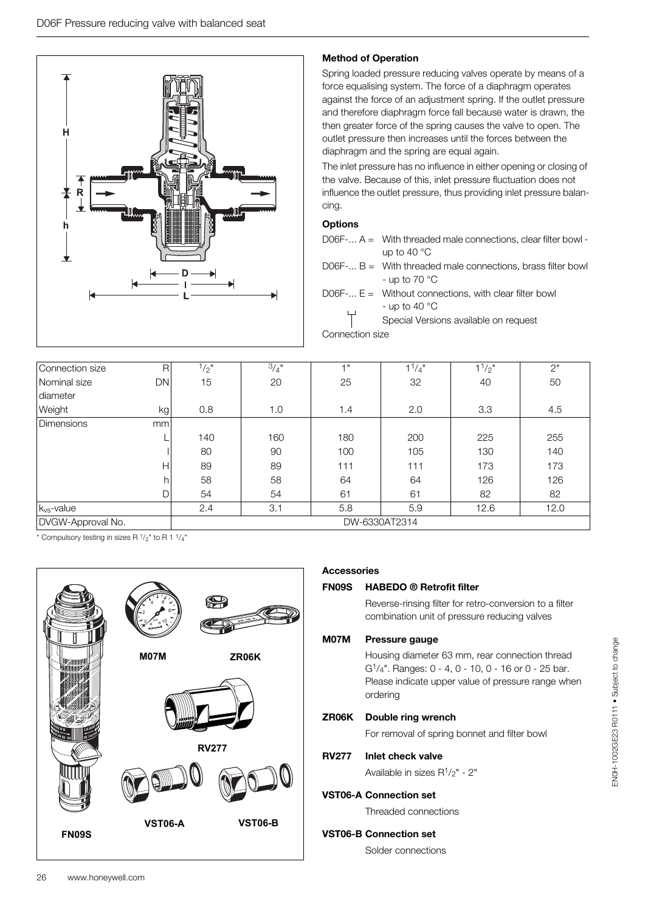## Method of Operation

Spring loaded pressure reducing valves operate by means of a force equalising system. The force of a diaphragm operates against the force of an adjustment spring. If the outlet pressure and therefore diaphragm force fall because water is drawn, the then greater force of the spring causes the valve to open. The outlet pressure then increases until the forces between the diaphragm and the spring are equal again.

The inlet pressure has no influence in either opening or closing of the valve. Because of this, inlet pressure fluctuation does not influence the outlet pressure, thus providing inlet pressure balancing.

## Options

D06F-... A = With threaded male connections, clear filter bowl - up to 40 °C

D06F-... B = With threaded male connections, brass filter bowl - up to 70 °C

D06F-... E = Without connections, with clear filter bowl - up to 40 °C

Special Versions available on request

Connection size

| Connection size | R | 1/2" | 3/4" | 1" | 1 1/4" | 1 1/2" | 2" |
|---|---|---|---|---|---|---|---|
| Nominal size diameter | DN | 15 | 20 | 25 | 32 | 40 | 50 |
| Weight | kg | 0.8 | 1.0 | 1.4 | 2.0 | 3.3 | 4.5 |
| Dimensions | mm | | | | | | |
| | L | 140 | 160 | 180 | 200 | 225 | 255 |
| | l | 80 | 90 | 100 | 105 | 130 | 140 |
| | H | 89 | 89 | 111 | 111 | 173 | 173 |
| | h | 58 | 58 | 64 | 64 | 126 | 126 |
| | D | 54 | 54 | 61 | 61 | 82 | 82 |
| $k_{vs}$-value | | 2.4 | 3.1 | 5.8 | 5.9 | 12.6 | 12.0 |
| DVGW-Approval No. | | DW-6330AT2314 | | | | | |

\* Compulsory testing in sizes R 1/2" to R 1 1/4"

## Accessories

**FN09S HABEDO ® Retrofit filter**

Reverse-rinsing filter for retro-conversion to a filter combination unit of pressure reducing valves

**M07M Pressure gauge**

Housing diameter 63 mm, rear connection thread G1/4". Ranges: 0 - 4, 0 - 10, 0 - 16 or 0 - 25 bar. Please indicate upper value of pressure range when ordering

**ZR06K Double ring wrench**

For removal of spring bonnet and filter bowl

**RV277 Inlet check valve**

Available in sizes R1/2" - 2"

**VST06-A Connection set**

Threaded connections

**VST06-B Connection set**

Solder connections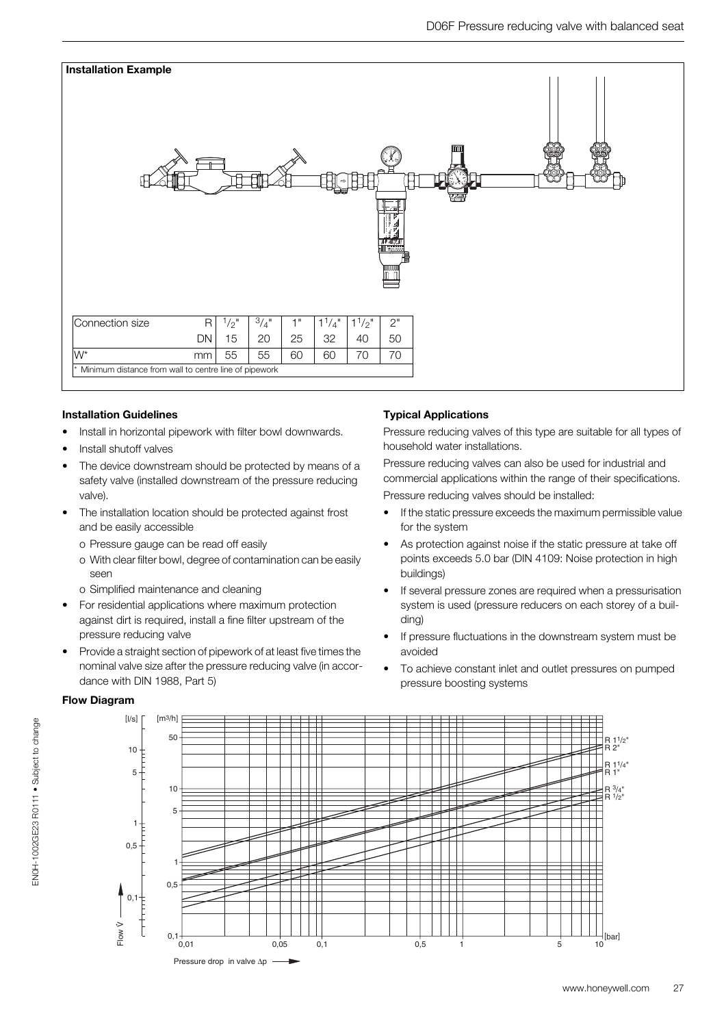## Installation Example

| Connection size | R | 1/2" | 3/4" | 1" | 1 1/4" | 1 1/2" | 2" |
|---|---|---|---|---|---|---|---|
| | DN | 15 | 20 | 25 | 32 | 40 | 50 |
| W* | mm | 55 | 55 | 60 | 60 | 70 | 70 |

\* Minimum distance from wall to centre line of pipework

### Installation Guidelines

- Install in horizontal pipework with filter bowl downwards.
- Install shutoff valves
- The device downstream should be protected by means of a safety valve (installed downstream of the pressure reducing valve).
- The installation location should be protected against frost and be easily accessible
  - o Pressure gauge can be read off easily
  - o With clear filter bowl, degree of contamination can be easily seen
  - o Simplified maintenance and cleaning
- For residential applications where maximum protection against dirt is required, install a fine filter upstream of the pressure reducing valve
- Provide a straight section of pipework of at least five times the nominal valve size after the pressure reducing valve (in accordance with DIN 1988, Part 5)

### Typical Applications

Pressure reducing valves of this type are suitable for all types of household water installations.

Pressure reducing valves can also be used for industrial and commercial applications within the range of their specifications.

Pressure reducing valves should be installed:

- If the static pressure exceeds the maximum permissible value for the system
- As protection against noise if the static pressure at take off points exceeds 5.0 bar (DIN 4109: Noise protection in high buildings)
- If several pressure zones are required when a pressurisation system is used (pressure reducers on each storey of a building)
- If pressure fluctuations in the downstream system must be avoided
- To achieve constant inlet and outlet pressures on pumped pressure boosting systems

### Flow Diagram

[l/s] [m³/h] Flow $\dot{V}$

R 1 1/2", R 2", R 1 1/4", R 1", R 3/4", R 1/2"

Pressure drop in valve $\Delta p$ [bar]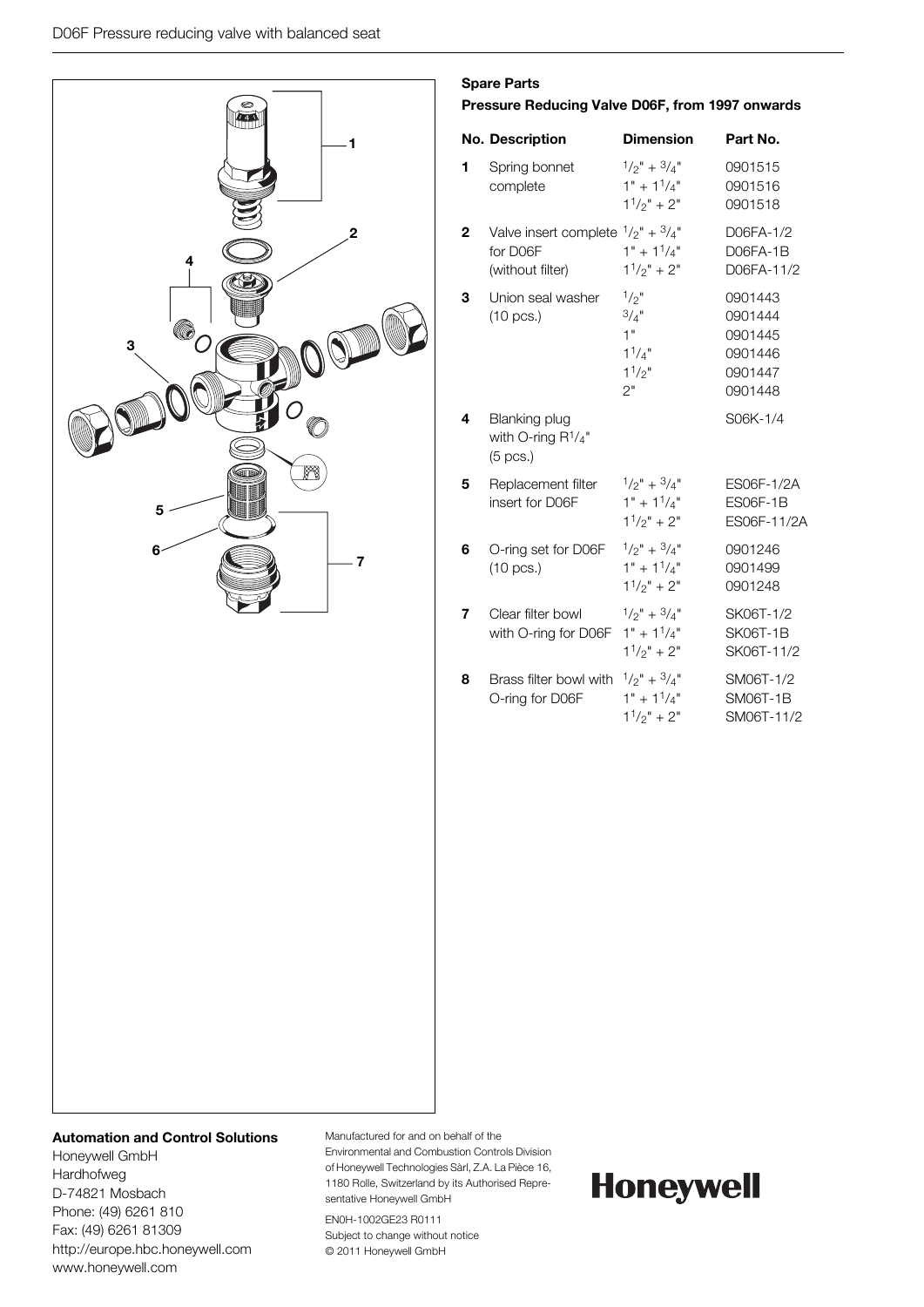## Spare Parts

### Pressure Reducing Valve D06F, from 1997 onwards

| No. | Description | Dimension | Part No. |
|---|---|---|---|
| 1 | Spring bonnet complete | $^1/_2$" + $^3/_4$"<br>1" + 1$^1/_4$"<br>1$^1/_2$" + 2" | 0901515<br>0901516<br>0901518 |
| 2 | Valve insert complete for D06F (without filter) | $^1/_2$" + $^3/_4$"<br>1" + 1$^1/_4$"<br>1$^1/_2$" + 2" | D06FA-1/2<br>D06FA-1B<br>D06FA-11/2 |
| 3 | Union seal washer (10 pcs.) | $^1/_2$"<br>$^3/_4$"<br>1"<br>1$^1/_4$"<br>1$^1/_2$"<br>2" | 0901443<br>0901444<br>0901445<br>0901446<br>0901447<br>0901448 |
| 4 | Blanking plug with O-ring R$^1/_4$" (5 pcs.) | | S06K-1/4 |
| 5 | Replacement filter insert for D06F | $^1/_2$" + $^3/_4$"<br>1" + 1$^1/_4$"<br>1$^1/_2$" + 2" | ES06F-1/2A<br>ES06F-1B<br>ES06F-11/2A |
| 6 | O-ring set for D06F (10 pcs.) | $^1/_2$" + $^3/_4$"<br>1" + 1$^1/_4$"<br>1$^1/_2$" + 2" | 0901246<br>0901499<br>0901248 |
| 7 | Clear filter bowl with O-ring for D06F | $^1/_2$" + $^3/_4$"<br>1" + 1$^1/_4$"<br>1$^1/_2$" + 2" | SK06T-1/2<br>SK06T-1B<br>SK06T-11/2 |
| 8 | Brass filter bowl with O-ring for D06F | $^1/_2$" + $^3/_4$"<br>1" + 1$^1/_4$"<br>1$^1/_2$" + 2" | SM06T-1/2<br>SM06T-1B<br>SM06T-11/2 |

1
2
3
4
5
6
7

**Automation and Control Solutions**
Honeywell GmbH
Hardhofweg
D-74821 Mosbach
Phone: (49) 6261 810
Fax: (49) 6261 81309
http://europe.hbc.honeywell.com
www.honeywell.com

Manufactured for and on behalf of the Environmental and Combustion Controls Division of Honeywell Technologies Sàrl, Z.A. La Pièce 16, 1180 Rolle, Switzerland by its Authorised Representative Honeywell GmbH

EN0H-1002GE23 R0111
Subject to change without notice
© 2011 Honeywell GmbH

**Honeywell**